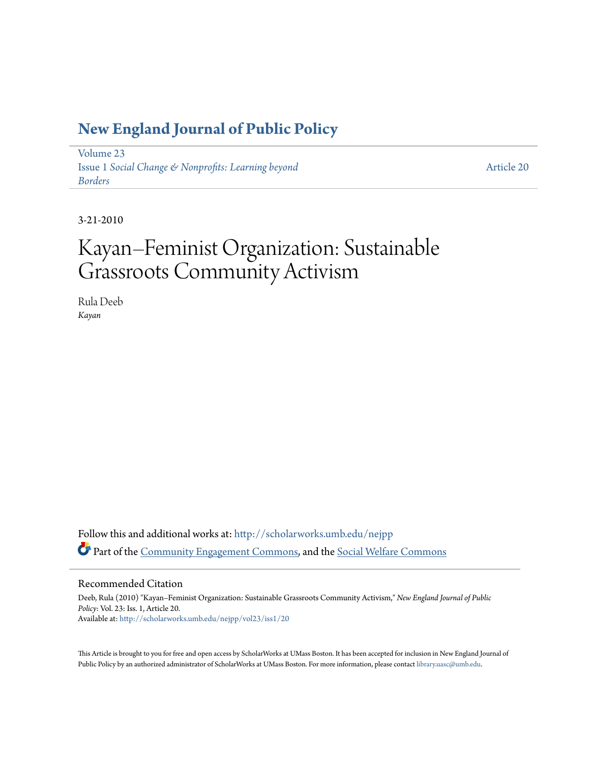# New England Journal of Public Policy

Volume 23
Issue 1 *Social Change & Nonprofits: Learning beyond Borders*

Article 20

3-21-2010

# Kayan–Feminist Organization: Sustainable Grassroots Community Activism

Rula Deeb
*Kayan*

Follow this and additional works at: http://scholarworks.umb.edu/nejpp

Part of the Community Engagement Commons, and the Social Welfare Commons

## Recommended Citation

Deeb, Rula (2010) "Kayan–Feminist Organization: Sustainable Grassroots Community Activism," *New England Journal of Public Policy*: Vol. 23: Iss. 1, Article 20.
Available at: http://scholarworks.umb.edu/nejpp/vol23/iss1/20

This Article is brought to you for free and open access by ScholarWorks at UMass Boston. It has been accepted for inclusion in New England Journal of Public Policy by an authorized administrator of ScholarWorks at UMass Boston. For more information, please contact library.uasc@umb.edu.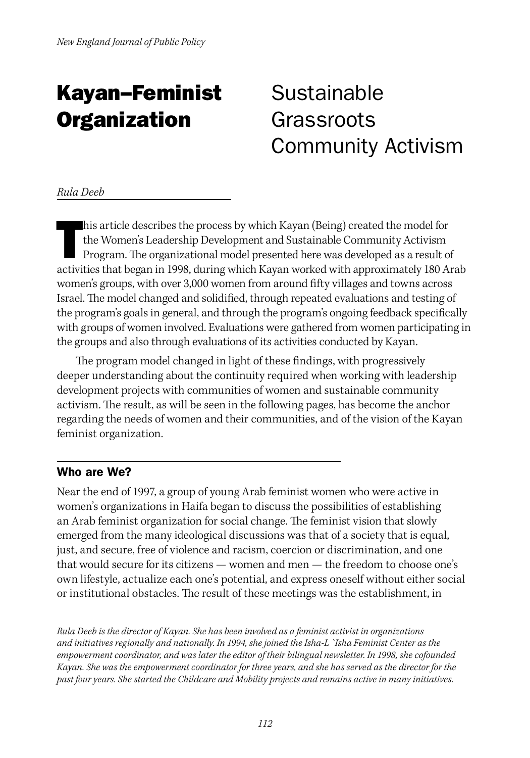# Kayan–Feminist Organization

## Sustainable Grassroots Community Activism

*Rula Deeb*

This article describes the process by which Kayan (Being) created the model for the Women's Leadership Development and Sustainable Community Activism Program. The organizational model presented here was developed as a result of activities that began in 1998, during which Kayan worked with approximately 180 Arab women's groups, with over 3,000 women from around fifty villages and towns across Israel. The model changed and solidified, through repeated evaluations and testing of the program's goals in general, and through the program's ongoing feedback specifically with groups of women involved. Evaluations were gathered from women participating in the groups and also through evaluations of its activities conducted by Kayan.

The program model changed in light of these findings, with progressively deeper understanding about the continuity required when working with leadership development projects with communities of women and sustainable community activism. The result, as will be seen in the following pages, has become the anchor regarding the needs of women and their communities, and of the vision of the Kayan feminist organization.

### Who are We?

Near the end of 1997, a group of young Arab feminist women who were active in women's organizations in Haifa began to discuss the possibilities of establishing an Arab feminist organization for social change. The feminist vision that slowly emerged from the many ideological discussions was that of a society that is equal, just, and secure, free of violence and racism, coercion or discrimination, and one that would secure for its citizens — women and men — the freedom to choose one's own lifestyle, actualize each one's potential, and express oneself without either social or institutional obstacles. The result of these meetings was the establishment, in

*Rula Deeb is the director of Kayan. She has been involved as a feminist activist in organizations and initiatives regionally and nationally. In 1994, she joined the Isha-L `Isha Feminist Center as the empowerment coordinator, and was later the editor of their bilingual newsletter. In 1998, she cofounded Kayan. She was the empowerment coordinator for three years, and she has served as the director for the past four years. She started the Childcare and Mobility projects and remains active in many initiatives.*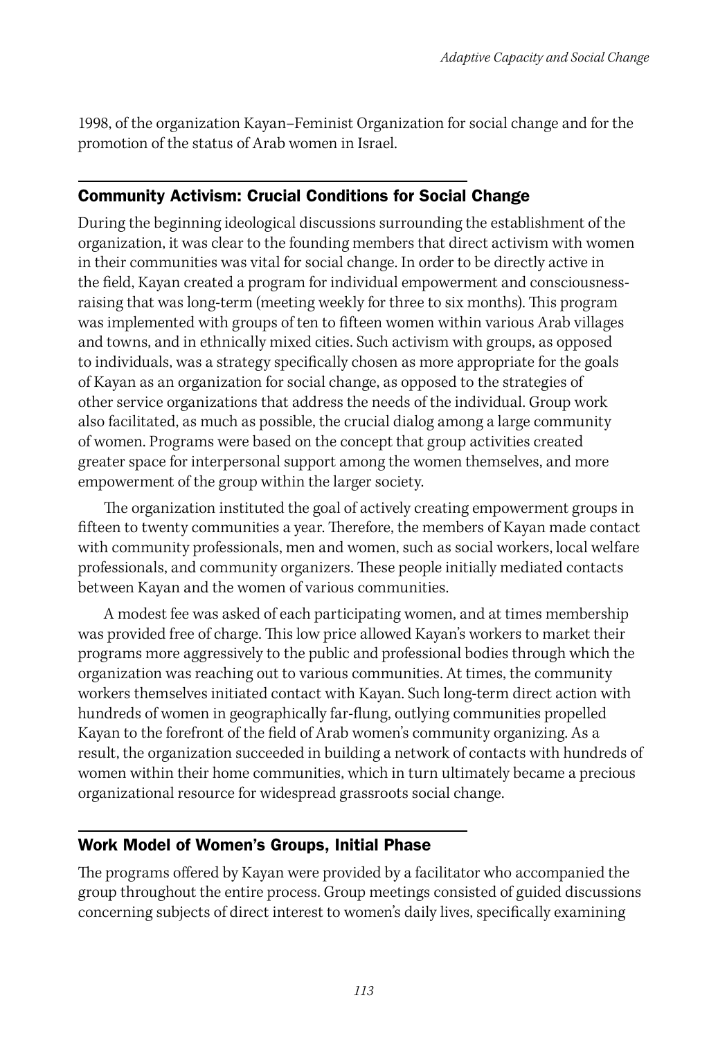1998, of the organization Kayan–Feminist Organization for social change and for the promotion of the status of Arab women in Israel.

## Community Activism: Crucial Conditions for Social Change

During the beginning ideological discussions surrounding the establishment of the organization, it was clear to the founding members that direct activism with women in their communities was vital for social change. In order to be directly active in the field, Kayan created a program for individual empowerment and consciousness-raising that was long-term (meeting weekly for three to six months). This program was implemented with groups of ten to fifteen women within various Arab villages and towns, and in ethnically mixed cities. Such activism with groups, as opposed to individuals, was a strategy specifically chosen as more appropriate for the goals of Kayan as an organization for social change, as opposed to the strategies of other service organizations that address the needs of the individual. Group work also facilitated, as much as possible, the crucial dialog among a large community of women. Programs were based on the concept that group activities created greater space for interpersonal support among the women themselves, and more empowerment of the group within the larger society.

The organization instituted the goal of actively creating empowerment groups in fifteen to twenty communities a year. Therefore, the members of Kayan made contact with community professionals, men and women, such as social workers, local welfare professionals, and community organizers. These people initially mediated contacts between Kayan and the women of various communities.

A modest fee was asked of each participating women, and at times membership was provided free of charge. This low price allowed Kayan's workers to market their programs more aggressively to the public and professional bodies through which the organization was reaching out to various communities. At times, the community workers themselves initiated contact with Kayan. Such long-term direct action with hundreds of women in geographically far-flung, outlying communities propelled Kayan to the forefront of the field of Arab women's community organizing. As a result, the organization succeeded in building a network of contacts with hundreds of women within their home communities, which in turn ultimately became a precious organizational resource for widespread grassroots social change.

## Work Model of Women's Groups, Initial Phase

The programs offered by Kayan were provided by a facilitator who accompanied the group throughout the entire process. Group meetings consisted of guided discussions concerning subjects of direct interest to women's daily lives, specifically examining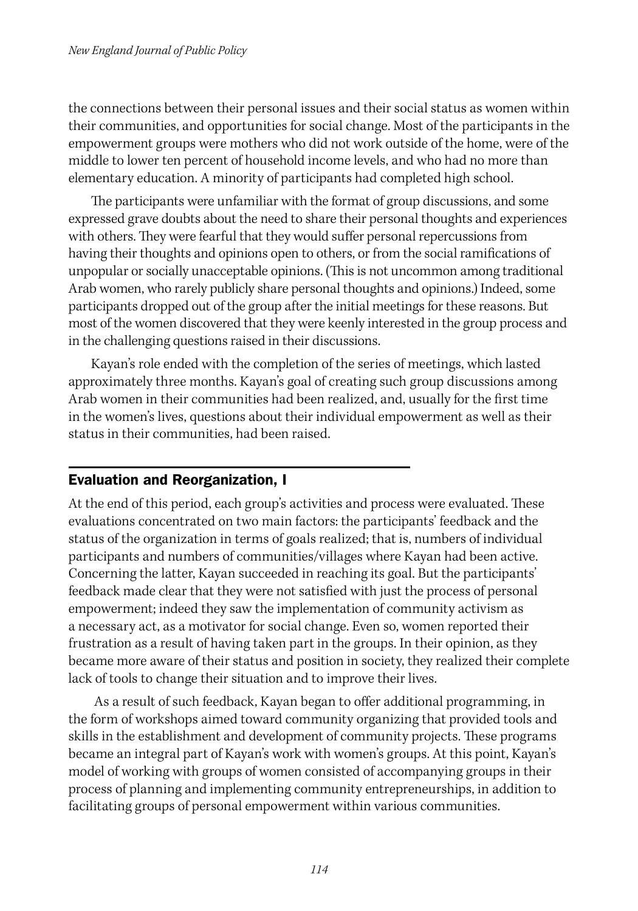the connections between their personal issues and their social status as women within their communities, and opportunities for social change. Most of the participants in the empowerment groups were mothers who did not work outside of the home, were of the middle to lower ten percent of household income levels, and who had no more than elementary education. A minority of participants had completed high school.

The participants were unfamiliar with the format of group discussions, and some expressed grave doubts about the need to share their personal thoughts and experiences with others. They were fearful that they would suffer personal repercussions from having their thoughts and opinions open to others, or from the social ramifications of unpopular or socially unacceptable opinions. (This is not uncommon among traditional Arab women, who rarely publicly share personal thoughts and opinions.) Indeed, some participants dropped out of the group after the initial meetings for these reasons. But most of the women discovered that they were keenly interested in the group process and in the challenging questions raised in their discussions.

Kayan's role ended with the completion of the series of meetings, which lasted approximately three months. Kayan's goal of creating such group discussions among Arab women in their communities had been realized, and, usually for the first time in the women's lives, questions about their individual empowerment as well as their status in their communities, had been raised.

## Evaluation and Reorganization, I

At the end of this period, each group's activities and process were evaluated. These evaluations concentrated on two main factors: the participants' feedback and the status of the organization in terms of goals realized; that is, numbers of individual participants and numbers of communities/villages where Kayan had been active. Concerning the latter, Kayan succeeded in reaching its goal. But the participants' feedback made clear that they were not satisfied with just the process of personal empowerment; indeed they saw the implementation of community activism as a necessary act, as a motivator for social change. Even so, women reported their frustration as a result of having taken part in the groups. In their opinion, as they became more aware of their status and position in society, they realized their complete lack of tools to change their situation and to improve their lives.

As a result of such feedback, Kayan began to offer additional programming, in the form of workshops aimed toward community organizing that provided tools and skills in the establishment and development of community projects. These programs became an integral part of Kayan's work with women's groups. At this point, Kayan's model of working with groups of women consisted of accompanying groups in their process of planning and implementing community entrepreneurships, in addition to facilitating groups of personal empowerment within various communities.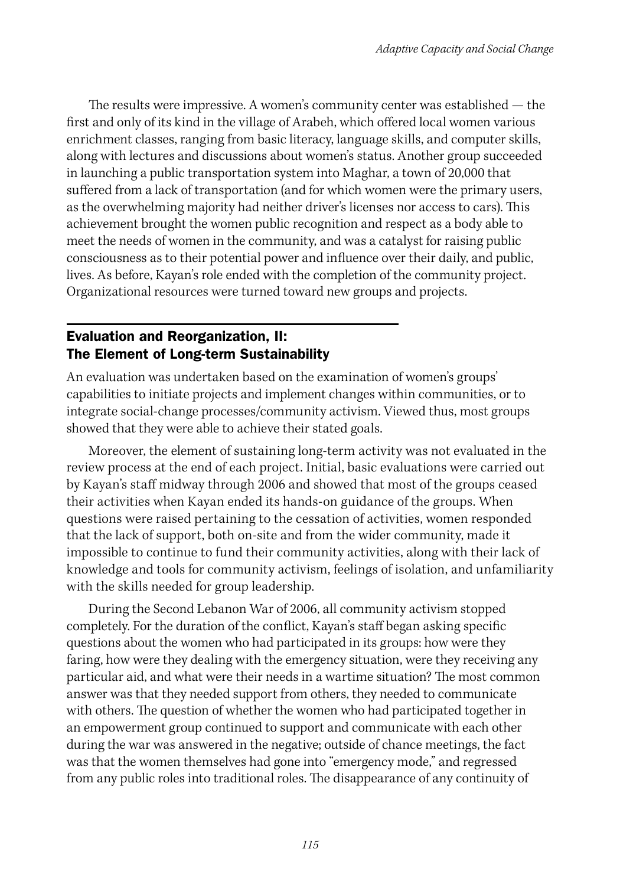The results were impressive. A women's community center was established — the first and only of its kind in the village of Arabeh, which offered local women various enrichment classes, ranging from basic literacy, language skills, and computer skills, along with lectures and discussions about women's status. Another group succeeded in launching a public transportation system into Maghar, a town of 20,000 that suffered from a lack of transportation (and for which women were the primary users, as the overwhelming majority had neither driver's licenses nor access to cars). This achievement brought the women public recognition and respect as a body able to meet the needs of women in the community, and was a catalyst for raising public consciousness as to their potential power and influence over their daily, and public, lives. As before, Kayan's role ended with the completion of the community project. Organizational resources were turned toward new groups and projects.

## Evaluation and Reorganization, II: The Element of Long-term Sustainability

An evaluation was undertaken based on the examination of women's groups' capabilities to initiate projects and implement changes within communities, or to integrate social-change processes/community activism. Viewed thus, most groups showed that they were able to achieve their stated goals.

Moreover, the element of sustaining long-term activity was not evaluated in the review process at the end of each project. Initial, basic evaluations were carried out by Kayan's staff midway through 2006 and showed that most of the groups ceased their activities when Kayan ended its hands-on guidance of the groups. When questions were raised pertaining to the cessation of activities, women responded that the lack of support, both on-site and from the wider community, made it impossible to continue to fund their community activities, along with their lack of knowledge and tools for community activism, feelings of isolation, and unfamiliarity with the skills needed for group leadership.

During the Second Lebanon War of 2006, all community activism stopped completely. For the duration of the conflict, Kayan's staff began asking specific questions about the women who had participated in its groups: how were they faring, how were they dealing with the emergency situation, were they receiving any particular aid, and what were their needs in a wartime situation? The most common answer was that they needed support from others, they needed to communicate with others. The question of whether the women who had participated together in an empowerment group continued to support and communicate with each other during the war was answered in the negative; outside of chance meetings, the fact was that the women themselves had gone into "emergency mode," and regressed from any public roles into traditional roles. The disappearance of any continuity of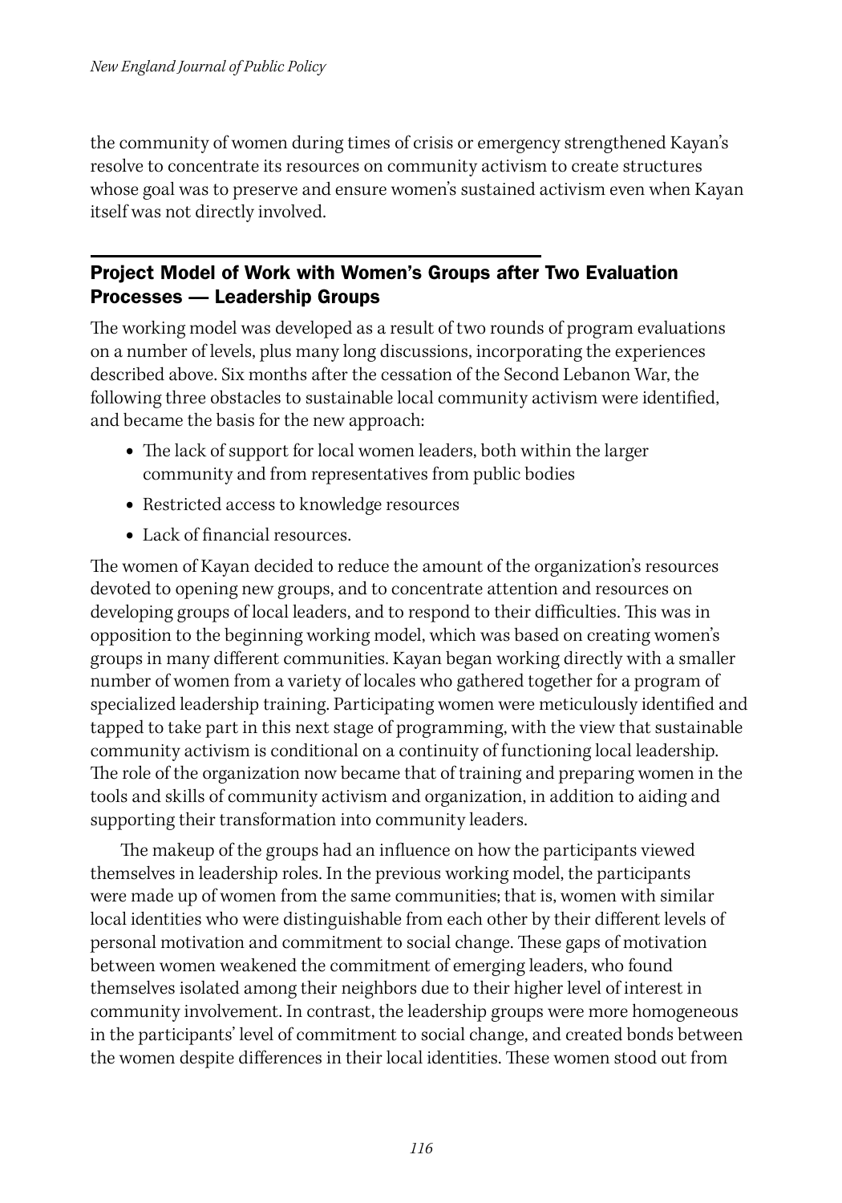the community of women during times of crisis or emergency strengthened Kayan's resolve to concentrate its resources on community activism to create structures whose goal was to preserve and ensure women's sustained activism even when Kayan itself was not directly involved.

## Project Model of Work with Women's Groups after Two Evaluation Processes — Leadership Groups

The working model was developed as a result of two rounds of program evaluations on a number of levels, plus many long discussions, incorporating the experiences described above. Six months after the cessation of the Second Lebanon War, the following three obstacles to sustainable local community activism were identified, and became the basis for the new approach:

- The lack of support for local women leaders, both within the larger community and from representatives from public bodies
- Restricted access to knowledge resources
- Lack of financial resources.

The women of Kayan decided to reduce the amount of the organization's resources devoted to opening new groups, and to concentrate attention and resources on developing groups of local leaders, and to respond to their difficulties. This was in opposition to the beginning working model, which was based on creating women's groups in many different communities. Kayan began working directly with a smaller number of women from a variety of locales who gathered together for a program of specialized leadership training. Participating women were meticulously identified and tapped to take part in this next stage of programming, with the view that sustainable community activism is conditional on a continuity of functioning local leadership. The role of the organization now became that of training and preparing women in the tools and skills of community activism and organization, in addition to aiding and supporting their transformation into community leaders.

The makeup of the groups had an influence on how the participants viewed themselves in leadership roles. In the previous working model, the participants were made up of women from the same communities; that is, women with similar local identities who were distinguishable from each other by their different levels of personal motivation and commitment to social change. These gaps of motivation between women weakened the commitment of emerging leaders, who found themselves isolated among their neighbors due to their higher level of interest in community involvement. In contrast, the leadership groups were more homogeneous in the participants' level of commitment to social change, and created bonds between the women despite differences in their local identities. These women stood out from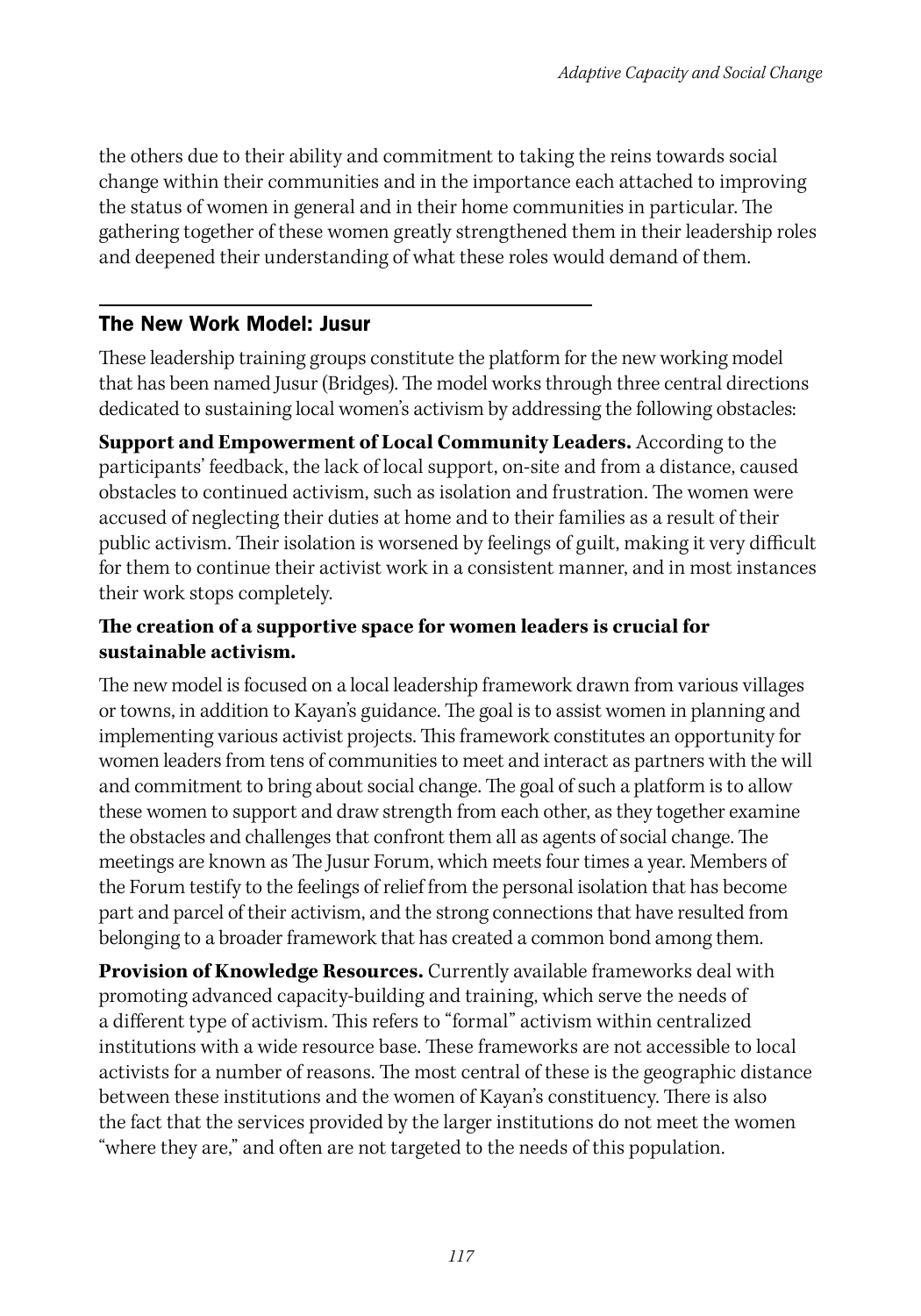the others due to their ability and commitment to taking the reins towards social change within their communities and in the importance each attached to improving the status of women in general and in their home communities in particular. The gathering together of these women greatly strengthened them in their leadership roles and deepened their understanding of what these roles would demand of them.

## The New Work Model: Jusur

These leadership training groups constitute the platform for the new working model that has been named Jusur (Bridges). The model works through three central directions dedicated to sustaining local women's activism by addressing the following obstacles:

**Support and Empowerment of Local Community Leaders.** According to the participants' feedback, the lack of local support, on-site and from a distance, caused obstacles to continued activism, such as isolation and frustration. The women were accused of neglecting their duties at home and to their families as a result of their public activism. Their isolation is worsened by feelings of guilt, making it very difficult for them to continue their activist work in a consistent manner, and in most instances their work stops completely.

**The creation of a supportive space for women leaders is crucial for sustainable activism.**

The new model is focused on a local leadership framework drawn from various villages or towns, in addition to Kayan's guidance. The goal is to assist women in planning and implementing various activist projects. This framework constitutes an opportunity for women leaders from tens of communities to meet and interact as partners with the will and commitment to bring about social change. The goal of such a platform is to allow these women to support and draw strength from each other, as they together examine the obstacles and challenges that confront them all as agents of social change. The meetings are known as The Jusur Forum, which meets four times a year. Members of the Forum testify to the feelings of relief from the personal isolation that has become part and parcel of their activism, and the strong connections that have resulted from belonging to a broader framework that has created a common bond among them.

**Provision of Knowledge Resources.** Currently available frameworks deal with promoting advanced capacity-building and training, which serve the needs of a different type of activism. This refers to "formal" activism within centralized institutions with a wide resource base. These frameworks are not accessible to local activists for a number of reasons. The most central of these is the geographic distance between these institutions and the women of Kayan's constituency. There is also the fact that the services provided by the larger institutions do not meet the women "where they are," and often are not targeted to the needs of this population.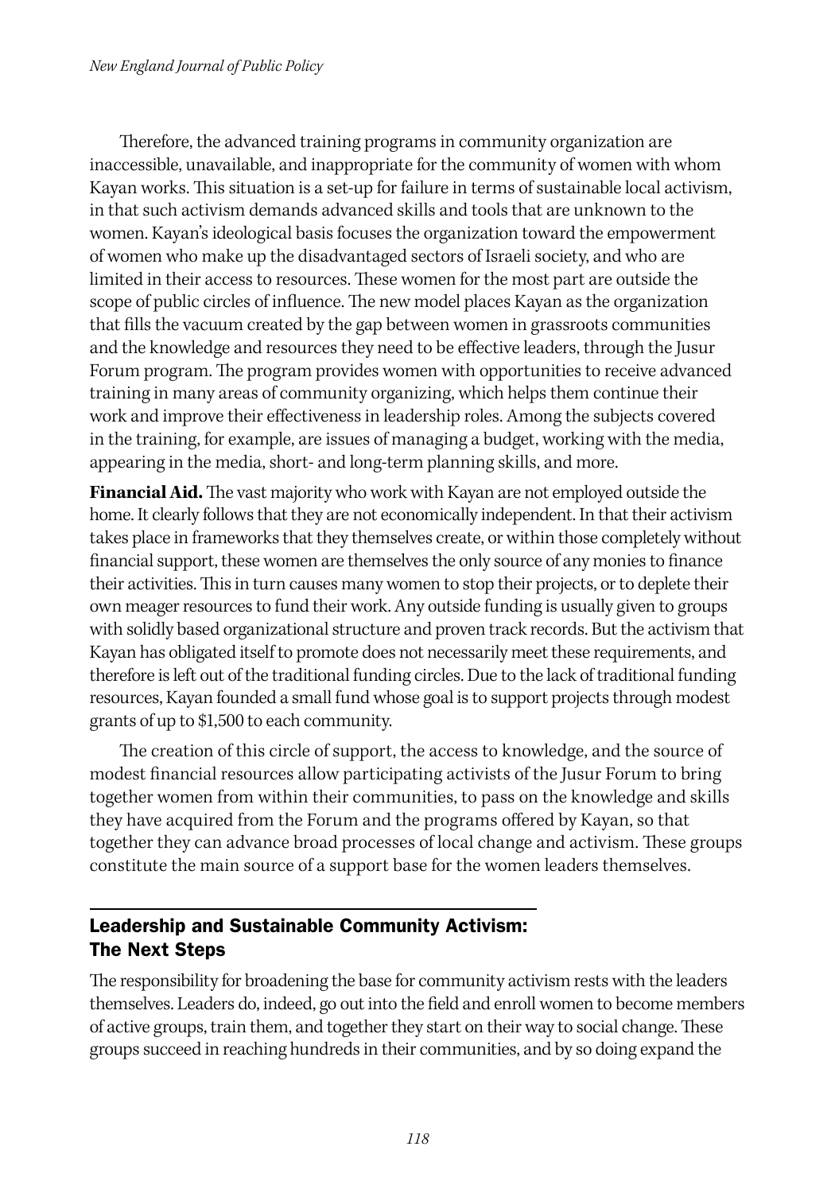Therefore, the advanced training programs in community organization are inaccessible, unavailable, and inappropriate for the community of women with whom Kayan works. This situation is a set-up for failure in terms of sustainable local activism, in that such activism demands advanced skills and tools that are unknown to the women. Kayan's ideological basis focuses the organization toward the empowerment of women who make up the disadvantaged sectors of Israeli society, and who are limited in their access to resources. These women for the most part are outside the scope of public circles of influence. The new model places Kayan as the organization that fills the vacuum created by the gap between women in grassroots communities and the knowledge and resources they need to be effective leaders, through the Jusur Forum program. The program provides women with opportunities to receive advanced training in many areas of community organizing, which helps them continue their work and improve their effectiveness in leadership roles. Among the subjects covered in the training, for example, are issues of managing a budget, working with the media, appearing in the media, short- and long-term planning skills, and more.

**Financial Aid.** The vast majority who work with Kayan are not employed outside the home. It clearly follows that they are not economically independent. In that their activism takes place in frameworks that they themselves create, or within those completely without financial support, these women are themselves the only source of any monies to finance their activities. This in turn causes many women to stop their projects, or to deplete their own meager resources to fund their work. Any outside funding is usually given to groups with solidly based organizational structure and proven track records. But the activism that Kayan has obligated itself to promote does not necessarily meet these requirements, and therefore is left out of the traditional funding circles. Due to the lack of traditional funding resources, Kayan founded a small fund whose goal is to support projects through modest grants of up to $1,500 to each community.

The creation of this circle of support, the access to knowledge, and the source of modest financial resources allow participating activists of the Jusur Forum to bring together women from within their communities, to pass on the knowledge and skills they have acquired from the Forum and the programs offered by Kayan, so that together they can advance broad processes of local change and activism. These groups constitute the main source of a support base for the women leaders themselves.

## Leadership and Sustainable Community Activism: The Next Steps

The responsibility for broadening the base for community activism rests with the leaders themselves. Leaders do, indeed, go out into the field and enroll women to become members of active groups, train them, and together they start on their way to social change. These groups succeed in reaching hundreds in their communities, and by so doing expand the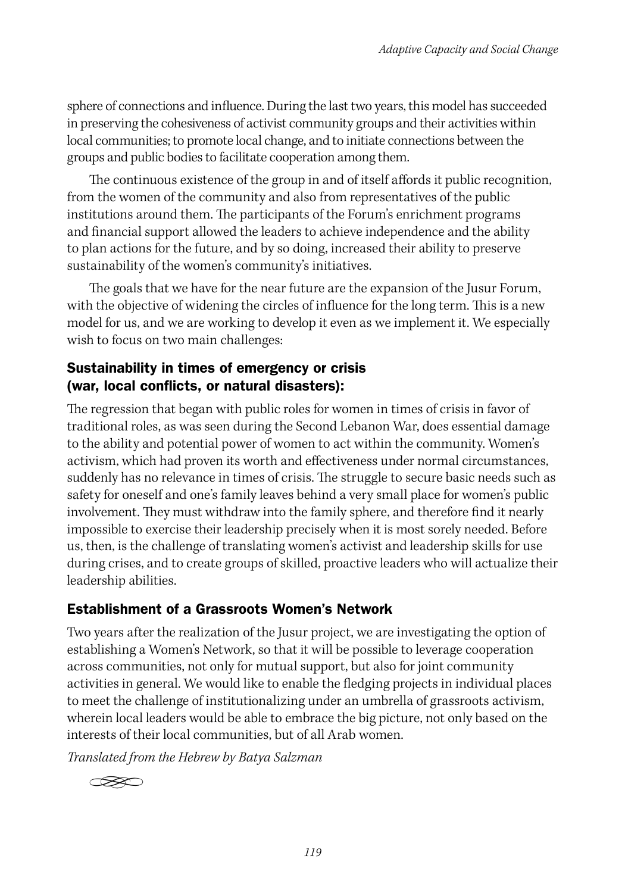sphere of connections and influence. During the last two years, this model has succeeded in preserving the cohesiveness of activist community groups and their activities within local communities; to promote local change, and to initiate connections between the groups and public bodies to facilitate cooperation among them.

The continuous existence of the group in and of itself affords it public recognition, from the women of the community and also from representatives of the public institutions around them. The participants of the Forum's enrichment programs and financial support allowed the leaders to achieve independence and the ability to plan actions for the future, and by so doing, increased their ability to preserve sustainability of the women's community's initiatives.

The goals that we have for the near future are the expansion of the Jusur Forum, with the objective of widening the circles of influence for the long term. This is a new model for us, and we are working to develop it even as we implement it. We especially wish to focus on two main challenges:

### Sustainability in times of emergency or crisis (war, local conflicts, or natural disasters):

The regression that began with public roles for women in times of crisis in favor of traditional roles, as was seen during the Second Lebanon War, does essential damage to the ability and potential power of women to act within the community. Women's activism, which had proven its worth and effectiveness under normal circumstances, suddenly has no relevance in times of crisis. The struggle to secure basic needs such as safety for oneself and one's family leaves behind a very small place for women's public involvement. They must withdraw into the family sphere, and therefore find it nearly impossible to exercise their leadership precisely when it is most sorely needed. Before us, then, is the challenge of translating women's activist and leadership skills for use during crises, and to create groups of skilled, proactive leaders who will actualize their leadership abilities.

### Establishment of a Grassroots Women's Network

Two years after the realization of the Jusur project, we are investigating the option of establishing a Women's Network, so that it will be possible to leverage cooperation across communities, not only for mutual support, but also for joint community activities in general. We would like to enable the fledging projects in individual places to meet the challenge of institutionalizing under an umbrella of grassroots activism, wherein local leaders would be able to embrace the big picture, not only based on the interests of their local communities, but of all Arab women.

*Translated from the Hebrew by Batya Salzman*